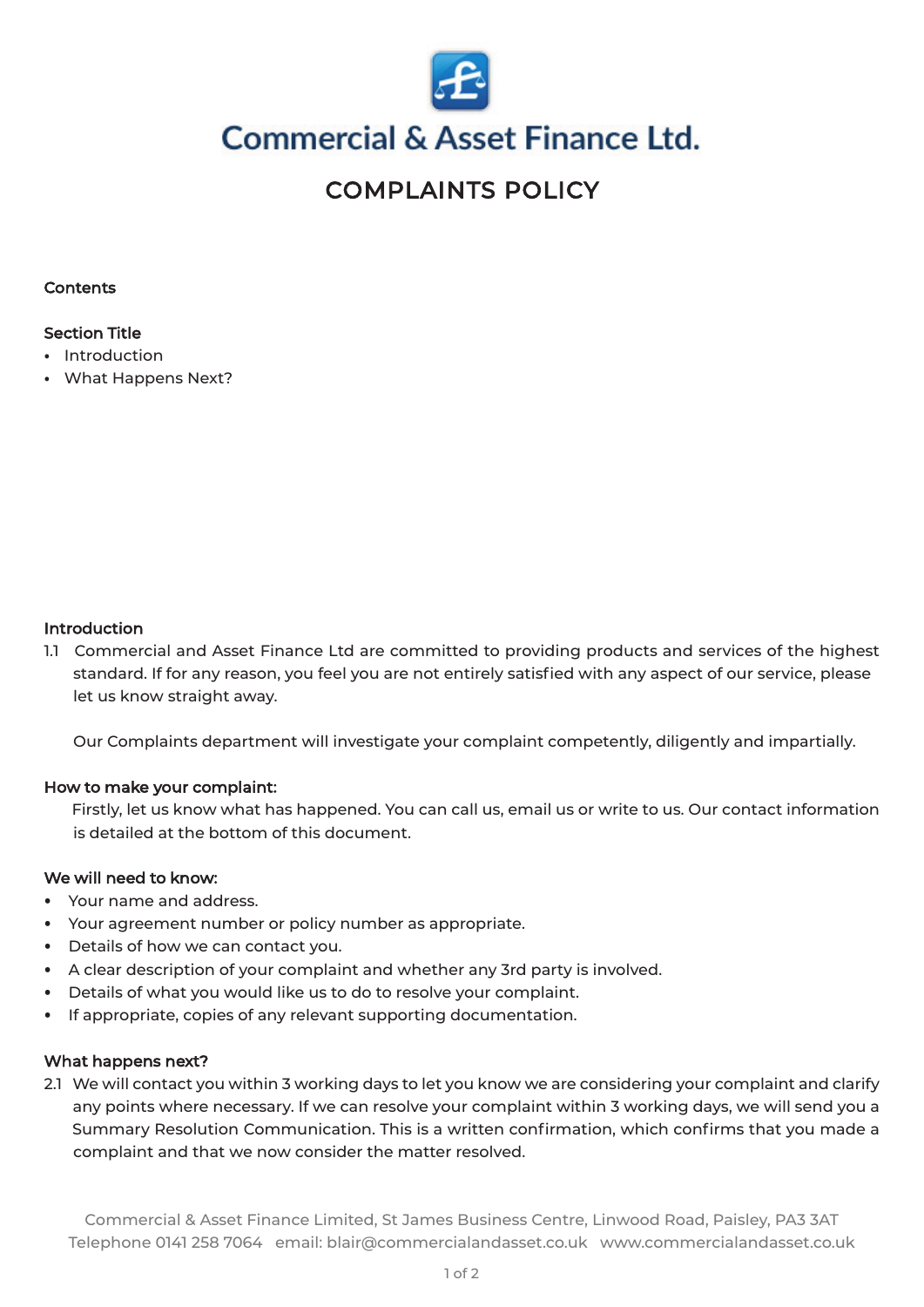Commercial & Asset Finance Ltd.

# COMPLAINTS POLICY

**Contents**

**Section Title**

- Introduction
- What Happens Next?

## Introduction

1.1 Commercial and Asset Finance Ltd are committed to providing products and services of the highest standard. If for any reason, you feel you are not entirely satisfied with any aspect of our service, please let us know straight away.

Our Complaints department will investigate your complaint competently, diligently and impartially.

**How to make your complaint:**

Firstly, let us know what has happened. You can call us, email us or write to us. Our contact information is detailed at the bottom of this document.

**We will need to know:**

- Your name and address.
- Your agreement number or policy number as appropriate.
- Details of how we can contact you.
- A clear description of your complaint and whether any 3rd party is involved.
- Details of what you would like us to do to resolve your complaint.
- If appropriate, copies of any relevant supporting documentation.

## What happens next?

2.1 We will contact you within 3 working days to let you know we are considering your complaint and clarify any points where necessary. If we can resolve your complaint within 3 working days, we will send you a Summary Resolution Communication. This is a written confirmation, which confirms that you made a complaint and that we now consider the matter resolved.

Commercial & Asset Finance Limited, St James Business Centre, Linwood Road, Paisley, PA3 3AT
Telephone 0141 258 7064 email: blair@commercialandasset.co.uk www.commercialandasset.co.uk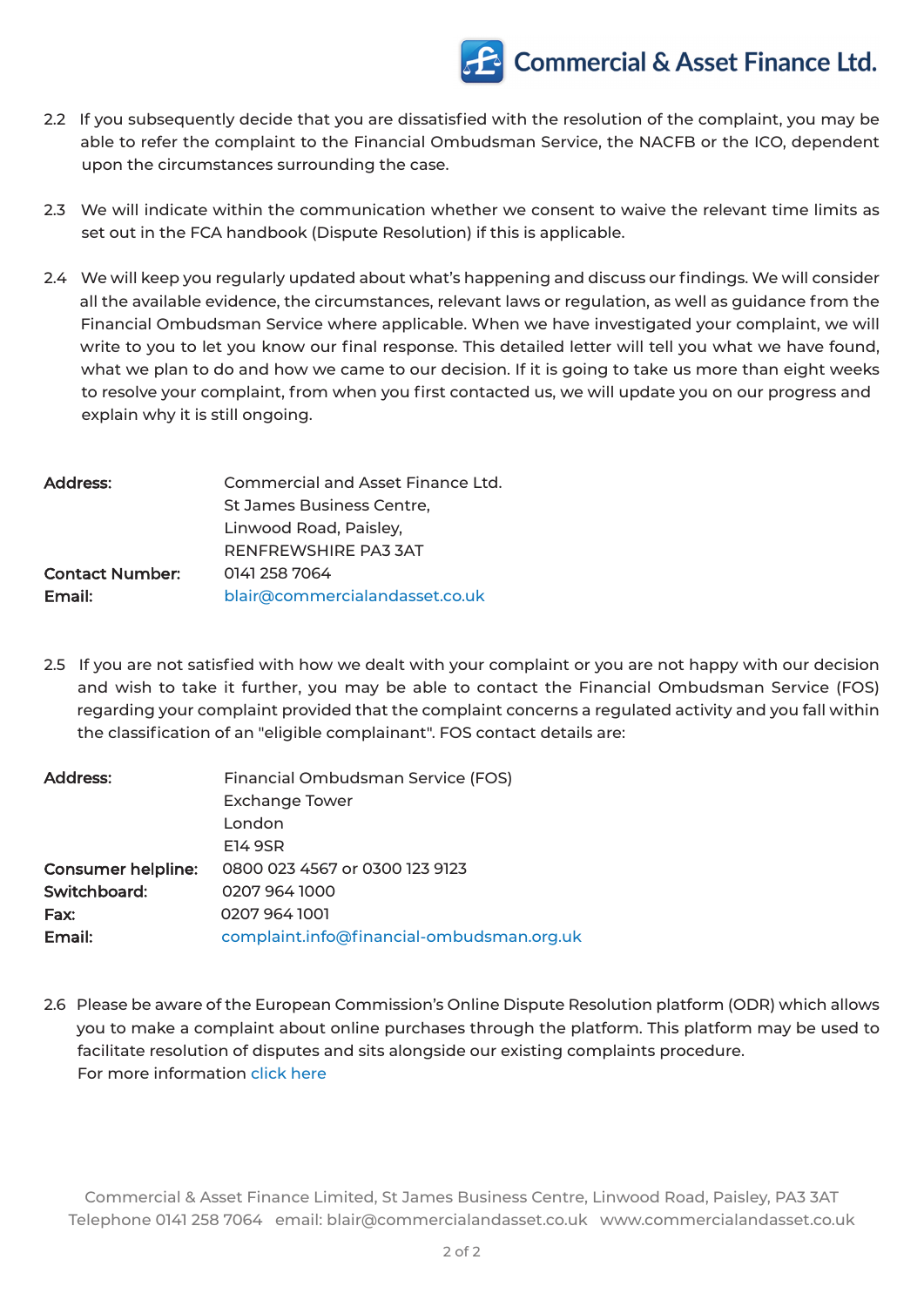2.2 If you subsequently decide that you are dissatisfied with the resolution of the complaint, you may be able to refer the complaint to the Financial Ombudsman Service, the NACFB or the ICO, dependent upon the circumstances surrounding the case.

2.3 We will indicate within the communication whether we consent to waive the relevant time limits as set out in the FCA handbook (Dispute Resolution) if this is applicable.

2.4 We will keep you regularly updated about what's happening and discuss our findings. We will consider all the available evidence, the circumstances, relevant laws or regulation, as well as guidance from the Financial Ombudsman Service where applicable. When we have investigated your complaint, we will write to you to let you know our final response. This detailed letter will tell you what we have found, what we plan to do and how we came to our decision. If it is going to take us more than eight weeks to resolve your complaint, from when you first contacted us, we will update you on our progress and explain why it is still ongoing.

**Address:** Commercial and Asset Finance Ltd.
St James Business Centre,
Linwood Road, Paisley,
RENFREWSHIRE PA3 3AT
**Contact Number:** 0141 258 7064
**Email:** blair@commercialandasset.co.uk

2.5 If you are not satisfied with how we dealt with your complaint or you are not happy with our decision and wish to take it further, you may be able to contact the Financial Ombudsman Service (FOS) regarding your complaint provided that the complaint concerns a regulated activity and you fall within the classification of an "eligible complainant". FOS contact details are:

**Address:** Financial Ombudsman Service (FOS)
Exchange Tower
London
E14 9SR
**Consumer helpline:** 0800 023 4567 or 0300 123 9123
**Switchboard:** 0207 964 1000
**Fax:** 0207 964 1001
**Email:** complaint.info@financial-ombudsman.org.uk

2.6 Please be aware of the European Commission's Online Dispute Resolution platform (ODR) which allows you to make a complaint about online purchases through the platform. This platform may be used to facilitate resolution of disputes and sits alongside our existing complaints procedure.
For more information click here